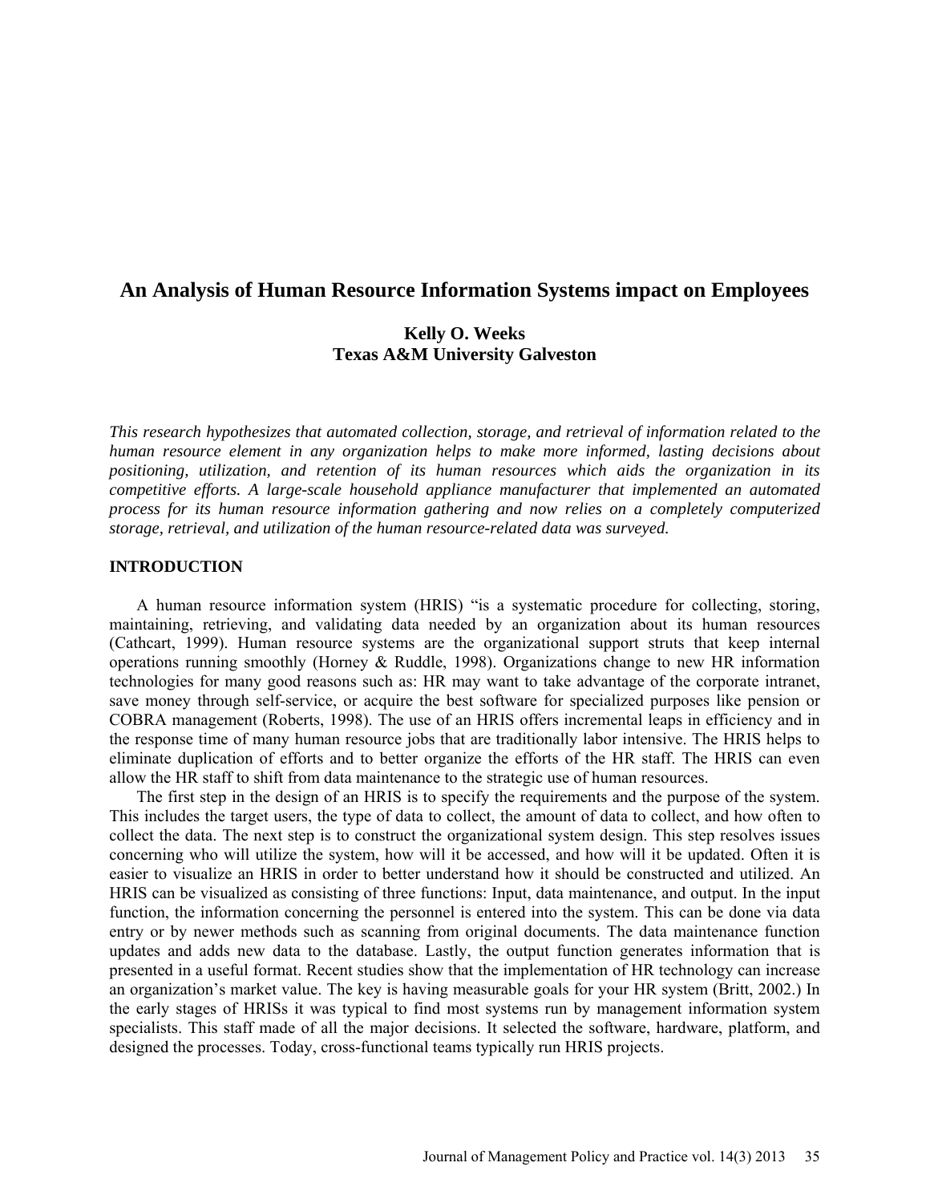# An Analysis of Human Resource Information Systems impact on Employees

**Kelly O. Weeks**
**Texas A&M University Galveston**

*This research hypothesizes that automated collection, storage, and retrieval of information related to the human resource element in any organization helps to make more informed, lasting decisions about positioning, utilization, and retention of its human resources which aids the organization in its competitive efforts. A large-scale household appliance manufacturer that implemented an automated process for its human resource information gathering and now relies on a completely computerized storage, retrieval, and utilization of the human resource-related data was surveyed.*

## INTRODUCTION

A human resource information system (HRIS) "is a systematic procedure for collecting, storing, maintaining, retrieving, and validating data needed by an organization about its human resources (Cathcart, 1999). Human resource systems are the organizational support struts that keep internal operations running smoothly (Horney & Ruddle, 1998). Organizations change to new HR information technologies for many good reasons such as: HR may want to take advantage of the corporate intranet, save money through self-service, or acquire the best software for specialized purposes like pension or COBRA management (Roberts, 1998). The use of an HRIS offers incremental leaps in efficiency and in the response time of many human resource jobs that are traditionally labor intensive. The HRIS helps to eliminate duplication of efforts and to better organize the efforts of the HR staff. The HRIS can even allow the HR staff to shift from data maintenance to the strategic use of human resources.

The first step in the design of an HRIS is to specify the requirements and the purpose of the system. This includes the target users, the type of data to collect, the amount of data to collect, and how often to collect the data. The next step is to construct the organizational system design. This step resolves issues concerning who will utilize the system, how will it be accessed, and how will it be updated. Often it is easier to visualize an HRIS in order to better understand how it should be constructed and utilized. An HRIS can be visualized as consisting of three functions: Input, data maintenance, and output. In the input function, the information concerning the personnel is entered into the system. This can be done via data entry or by newer methods such as scanning from original documents. The data maintenance function updates and adds new data to the database. Lastly, the output function generates information that is presented in a useful format. Recent studies show that the implementation of HR technology can increase an organization's market value. The key is having measurable goals for your HR system (Britt, 2002.) In the early stages of HRISs it was typical to find most systems run by management information system specialists. This staff made of all the major decisions. It selected the software, hardware, platform, and designed the processes. Today, cross-functional teams typically run HRIS projects.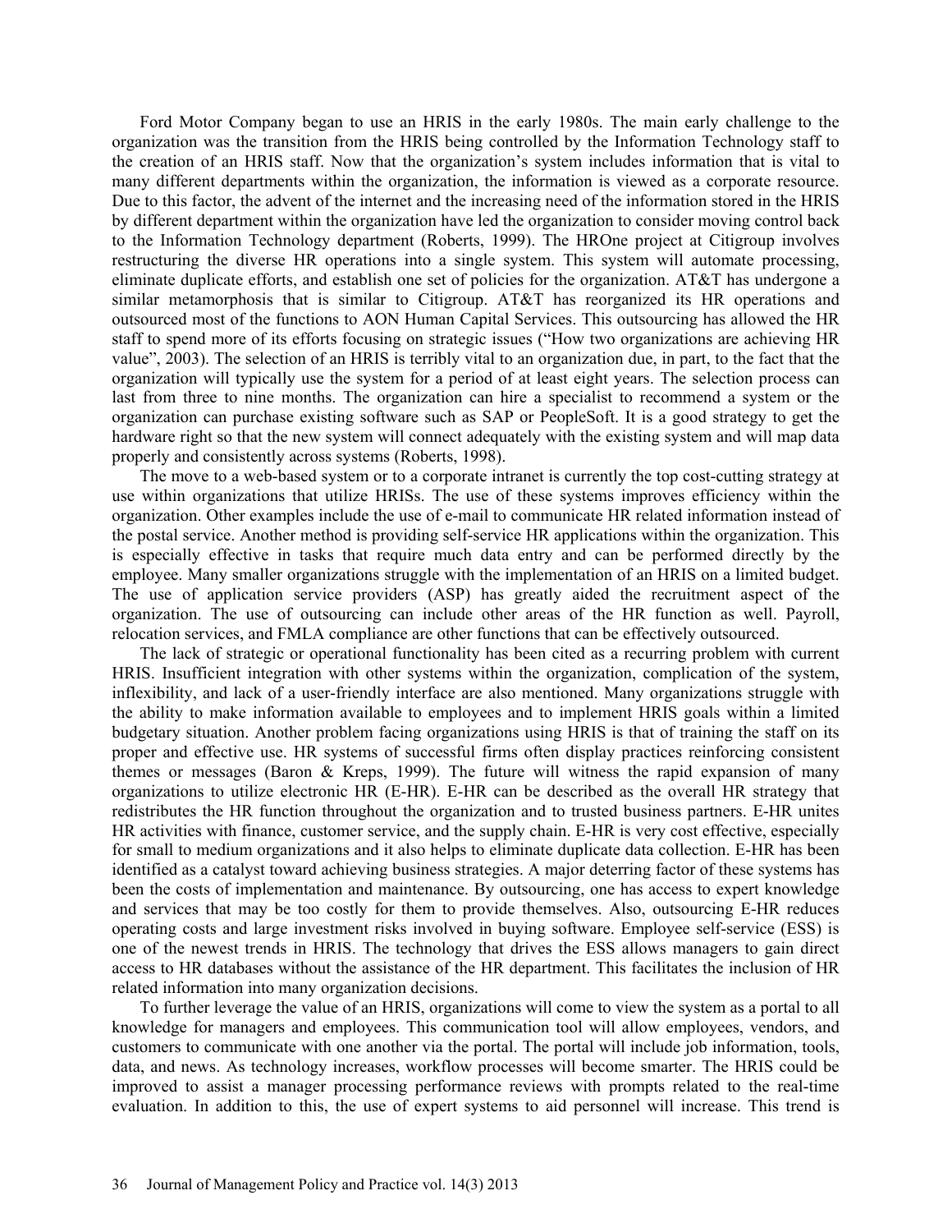Ford Motor Company began to use an HRIS in the early 1980s. The main early challenge to the organization was the transition from the HRIS being controlled by the Information Technology staff to the creation of an HRIS staff. Now that the organization's system includes information that is vital to many different departments within the organization, the information is viewed as a corporate resource. Due to this factor, the advent of the internet and the increasing need of the information stored in the HRIS by different department within the organization have led the organization to consider moving control back to the Information Technology department (Roberts, 1999). The HROne project at Citigroup involves restructuring the diverse HR operations into a single system. This system will automate processing, eliminate duplicate efforts, and establish one set of policies for the organization. AT&T has undergone a similar metamorphosis that is similar to Citigroup. AT&T has reorganized its HR operations and outsourced most of the functions to AON Human Capital Services. This outsourcing has allowed the HR staff to spend more of its efforts focusing on strategic issues ("How two organizations are achieving HR value", 2003). The selection of an HRIS is terribly vital to an organization due, in part, to the fact that the organization will typically use the system for a period of at least eight years. The selection process can last from three to nine months. The organization can hire a specialist to recommend a system or the organization can purchase existing software such as SAP or PeopleSoft. It is a good strategy to get the hardware right so that the new system will connect adequately with the existing system and will map data properly and consistently across systems (Roberts, 1998).

The move to a web-based system or to a corporate intranet is currently the top cost-cutting strategy at use within organizations that utilize HRISs. The use of these systems improves efficiency within the organization. Other examples include the use of e-mail to communicate HR related information instead of the postal service. Another method is providing self-service HR applications within the organization. This is especially effective in tasks that require much data entry and can be performed directly by the employee. Many smaller organizations struggle with the implementation of an HRIS on a limited budget. The use of application service providers (ASP) has greatly aided the recruitment aspect of the organization. The use of outsourcing can include other areas of the HR function as well. Payroll, relocation services, and FMLA compliance are other functions that can be effectively outsourced.

The lack of strategic or operational functionality has been cited as a recurring problem with current HRIS. Insufficient integration with other systems within the organization, complication of the system, inflexibility, and lack of a user-friendly interface are also mentioned. Many organizations struggle with the ability to make information available to employees and to implement HRIS goals within a limited budgetary situation. Another problem facing organizations using HRIS is that of training the staff on its proper and effective use. HR systems of successful firms often display practices reinforcing consistent themes or messages (Baron & Kreps, 1999). The future will witness the rapid expansion of many organizations to utilize electronic HR (E-HR). E-HR can be described as the overall HR strategy that redistributes the HR function throughout the organization and to trusted business partners. E-HR unites HR activities with finance, customer service, and the supply chain. E-HR is very cost effective, especially for small to medium organizations and it also helps to eliminate duplicate data collection. E-HR has been identified as a catalyst toward achieving business strategies. A major deterring factor of these systems has been the costs of implementation and maintenance. By outsourcing, one has access to expert knowledge and services that may be too costly for them to provide themselves. Also, outsourcing E-HR reduces operating costs and large investment risks involved in buying software. Employee self-service (ESS) is one of the newest trends in HRIS. The technology that drives the ESS allows managers to gain direct access to HR databases without the assistance of the HR department. This facilitates the inclusion of HR related information into many organization decisions.

To further leverage the value of an HRIS, organizations will come to view the system as a portal to all knowledge for managers and employees. This communication tool will allow employees, vendors, and customers to communicate with one another via the portal. The portal will include job information, tools, data, and news. As technology increases, workflow processes will become smarter. The HRIS could be improved to assist a manager processing performance reviews with prompts related to the real-time evaluation. In addition to this, the use of expert systems to aid personnel will increase. This trend is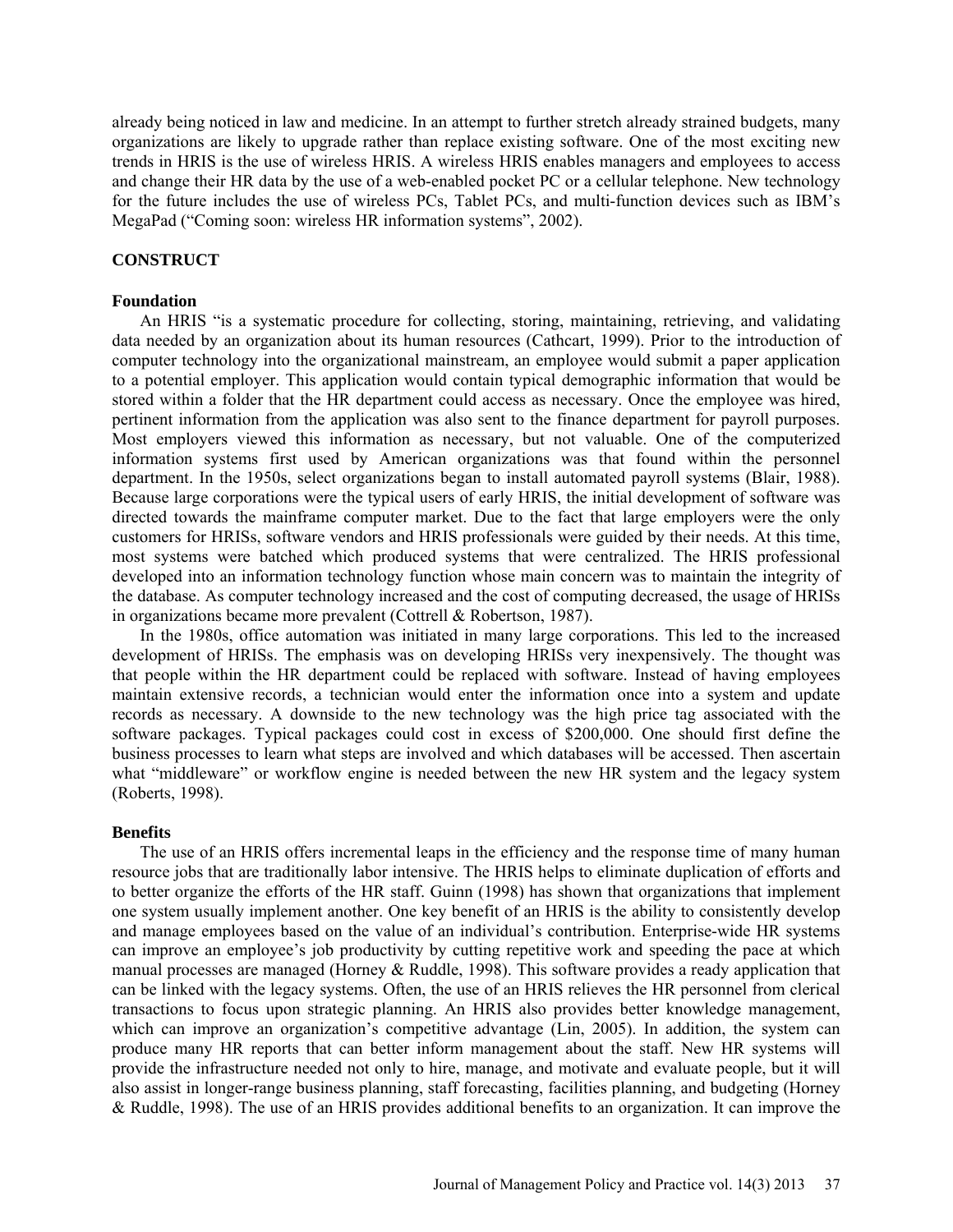already being noticed in law and medicine. In an attempt to further stretch already strained budgets, many organizations are likely to upgrade rather than replace existing software. One of the most exciting new trends in HRIS is the use of wireless HRIS. A wireless HRIS enables managers and employees to access and change their HR data by the use of a web-enabled pocket PC or a cellular telephone. New technology for the future includes the use of wireless PCs, Tablet PCs, and multi-function devices such as IBM's MegaPad ("Coming soon: wireless HR information systems", 2002).

## CONSTRUCT

### Foundation

An HRIS "is a systematic procedure for collecting, storing, maintaining, retrieving, and validating data needed by an organization about its human resources (Cathcart, 1999). Prior to the introduction of computer technology into the organizational mainstream, an employee would submit a paper application to a potential employer. This application would contain typical demographic information that would be stored within a folder that the HR department could access as necessary. Once the employee was hired, pertinent information from the application was also sent to the finance department for payroll purposes. Most employers viewed this information as necessary, but not valuable. One of the computerized information systems first used by American organizations was that found within the personnel department. In the 1950s, select organizations began to install automated payroll systems (Blair, 1988). Because large corporations were the typical users of early HRIS, the initial development of software was directed towards the mainframe computer market. Due to the fact that large employers were the only customers for HRISs, software vendors and HRIS professionals were guided by their needs. At this time, most systems were batched which produced systems that were centralized. The HRIS professional developed into an information technology function whose main concern was to maintain the integrity of the database. As computer technology increased and the cost of computing decreased, the usage of HRISs in organizations became more prevalent (Cottrell & Robertson, 1987).

In the 1980s, office automation was initiated in many large corporations. This led to the increased development of HRISs. The emphasis was on developing HRISs very inexpensively. The thought was that people within the HR department could be replaced with software. Instead of having employees maintain extensive records, a technician would enter the information once into a system and update records as necessary. A downside to the new technology was the high price tag associated with the software packages. Typical packages could cost in excess of $200,000. One should first define the business processes to learn what steps are involved and which databases will be accessed. Then ascertain what "middleware" or workflow engine is needed between the new HR system and the legacy system (Roberts, 1998).

### Benefits

The use of an HRIS offers incremental leaps in the efficiency and the response time of many human resource jobs that are traditionally labor intensive. The HRIS helps to eliminate duplication of efforts and to better organize the efforts of the HR staff. Guinn (1998) has shown that organizations that implement one system usually implement another. One key benefit of an HRIS is the ability to consistently develop and manage employees based on the value of an individual's contribution. Enterprise-wide HR systems can improve an employee's job productivity by cutting repetitive work and speeding the pace at which manual processes are managed (Horney & Ruddle, 1998). This software provides a ready application that can be linked with the legacy systems. Often, the use of an HRIS relieves the HR personnel from clerical transactions to focus upon strategic planning. An HRIS also provides better knowledge management, which can improve an organization's competitive advantage (Lin, 2005). In addition, the system can produce many HR reports that can better inform management about the staff. New HR systems will provide the infrastructure needed not only to hire, manage, and motivate and evaluate people, but it will also assist in longer-range business planning, staff forecasting, facilities planning, and budgeting (Horney & Ruddle, 1998). The use of an HRIS provides additional benefits to an organization. It can improve the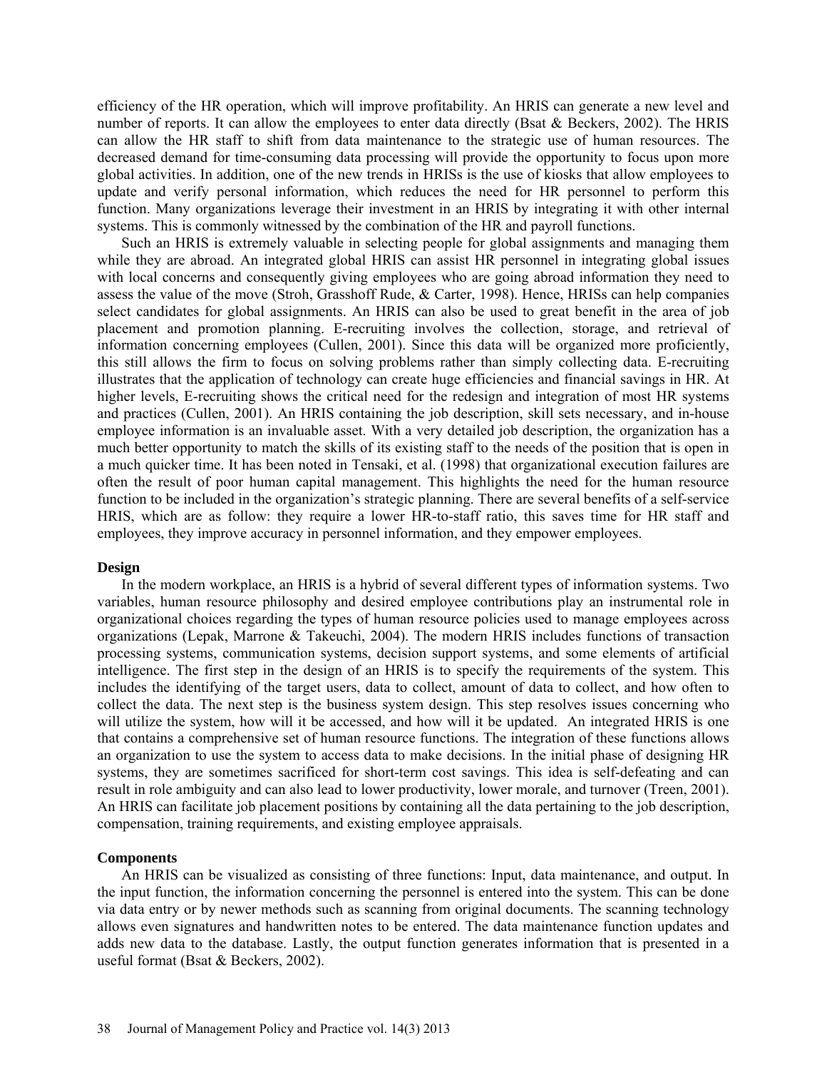efficiency of the HR operation, which will improve profitability. An HRIS can generate a new level and number of reports. It can allow the employees to enter data directly (Bsat & Beckers, 2002). The HRIS can allow the HR staff to shift from data maintenance to the strategic use of human resources. The decreased demand for time-consuming data processing will provide the opportunity to focus upon more global activities. In addition, one of the new trends in HRISs is the use of kiosks that allow employees to update and verify personal information, which reduces the need for HR personnel to perform this function. Many organizations leverage their investment in an HRIS by integrating it with other internal systems. This is commonly witnessed by the combination of the HR and payroll functions.

Such an HRIS is extremely valuable in selecting people for global assignments and managing them while they are abroad. An integrated global HRIS can assist HR personnel in integrating global issues with local concerns and consequently giving employees who are going abroad information they need to assess the value of the move (Stroh, Grasshoff Rude, & Carter, 1998). Hence, HRISs can help companies select candidates for global assignments. An HRIS can also be used to great benefit in the area of job placement and promotion planning. E-recruiting involves the collection, storage, and retrieval of information concerning employees (Cullen, 2001). Since this data will be organized more proficiently, this still allows the firm to focus on solving problems rather than simply collecting data. E-recruiting illustrates that the application of technology can create huge efficiencies and financial savings in HR. At higher levels, E-recruiting shows the critical need for the redesign and integration of most HR systems and practices (Cullen, 2001). An HRIS containing the job description, skill sets necessary, and in-house employee information is an invaluable asset. With a very detailed job description, the organization has a much better opportunity to match the skills of its existing staff to the needs of the position that is open in a much quicker time. It has been noted in Tensaki, et al. (1998) that organizational execution failures are often the result of poor human capital management. This highlights the need for the human resource function to be included in the organization's strategic planning. There are several benefits of a self-service HRIS, which are as follow: they require a lower HR-to-staff ratio, this saves time for HR staff and employees, they improve accuracy in personnel information, and they empower employees.

### Design

In the modern workplace, an HRIS is a hybrid of several different types of information systems. Two variables, human resource philosophy and desired employee contributions play an instrumental role in organizational choices regarding the types of human resource policies used to manage employees across organizations (Lepak, Marrone & Takeuchi, 2004). The modern HRIS includes functions of transaction processing systems, communication systems, decision support systems, and some elements of artificial intelligence. The first step in the design of an HRIS is to specify the requirements of the system. This includes the identifying of the target users, data to collect, amount of data to collect, and how often to collect the data. The next step is the business system design. This step resolves issues concerning who will utilize the system, how will it be accessed, and how will it be updated. An integrated HRIS is one that contains a comprehensive set of human resource functions. The integration of these functions allows an organization to use the system to access data to make decisions. In the initial phase of designing HR systems, they are sometimes sacrificed for short-term cost savings. This idea is self-defeating and can result in role ambiguity and can also lead to lower productivity, lower morale, and turnover (Treen, 2001). An HRIS can facilitate job placement positions by containing all the data pertaining to the job description, compensation, training requirements, and existing employee appraisals.

### Components

An HRIS can be visualized as consisting of three functions: Input, data maintenance, and output. In the input function, the information concerning the personnel is entered into the system. This can be done via data entry or by newer methods such as scanning from original documents. The scanning technology allows even signatures and handwritten notes to be entered. The data maintenance function updates and adds new data to the database. Lastly, the output function generates information that is presented in a useful format (Bsat & Beckers, 2002).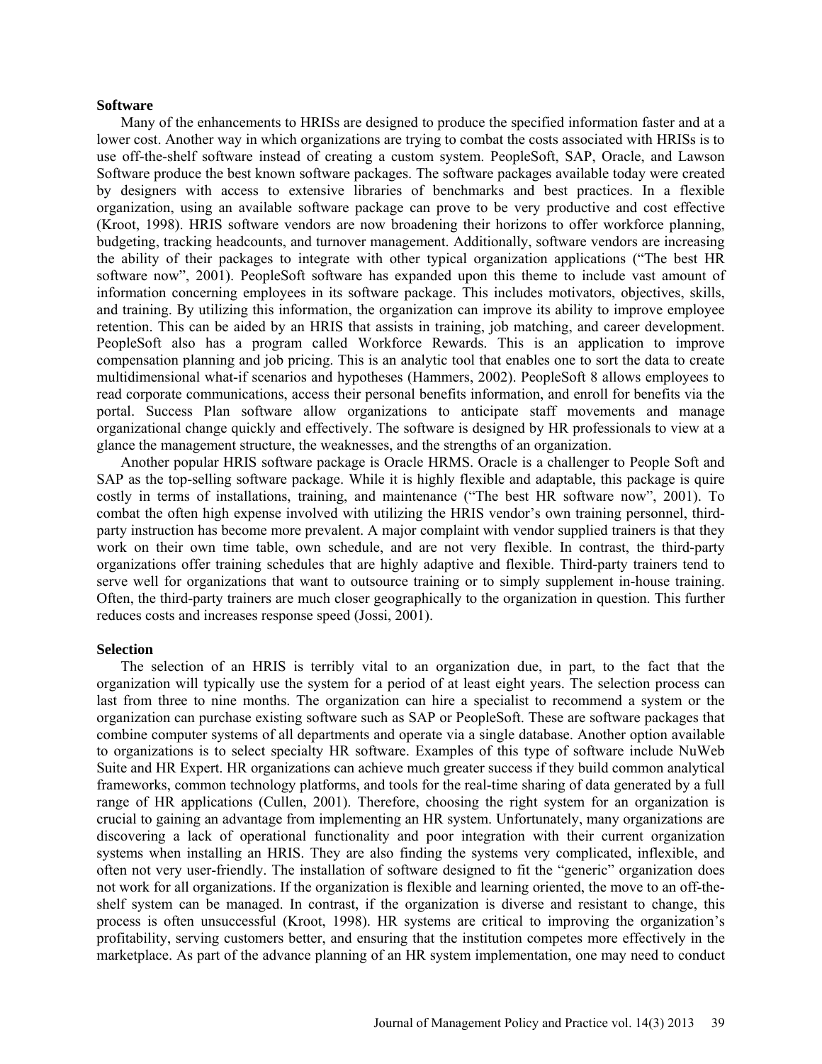**Software**

Many of the enhancements to HRISs are designed to produce the specified information faster and at a lower cost. Another way in which organizations are trying to combat the costs associated with HRISs is to use off-the-shelf software instead of creating a custom system. PeopleSoft, SAP, Oracle, and Lawson Software produce the best known software packages. The software packages available today were created by designers with access to extensive libraries of benchmarks and best practices. In a flexible organization, using an available software package can prove to be very productive and cost effective (Kroot, 1998). HRIS software vendors are now broadening their horizons to offer workforce planning, budgeting, tracking headcounts, and turnover management. Additionally, software vendors are increasing the ability of their packages to integrate with other typical organization applications ("The best HR software now", 2001). PeopleSoft software has expanded upon this theme to include vast amount of information concerning employees in its software package. This includes motivators, objectives, skills, and training. By utilizing this information, the organization can improve its ability to improve employee retention. This can be aided by an HRIS that assists in training, job matching, and career development. PeopleSoft also has a program called Workforce Rewards. This is an application to improve compensation planning and job pricing. This is an analytic tool that enables one to sort the data to create multidimensional what-if scenarios and hypotheses (Hammers, 2002). PeopleSoft 8 allows employees to read corporate communications, access their personal benefits information, and enroll for benefits via the portal. Success Plan software allow organizations to anticipate staff movements and manage organizational change quickly and effectively. The software is designed by HR professionals to view at a glance the management structure, the weaknesses, and the strengths of an organization.

Another popular HRIS software package is Oracle HRMS. Oracle is a challenger to People Soft and SAP as the top-selling software package. While it is highly flexible and adaptable, this package is quire costly in terms of installations, training, and maintenance ("The best HR software now", 2001). To combat the often high expense involved with utilizing the HRIS vendor's own training personnel, third-party instruction has become more prevalent. A major complaint with vendor supplied trainers is that they work on their own time table, own schedule, and are not very flexible. In contrast, the third-party organizations offer training schedules that are highly adaptive and flexible. Third-party trainers tend to serve well for organizations that want to outsource training or to simply supplement in-house training. Often, the third-party trainers are much closer geographically to the organization in question. This further reduces costs and increases response speed (Jossi, 2001).

**Selection**

The selection of an HRIS is terribly vital to an organization due, in part, to the fact that the organization will typically use the system for a period of at least eight years. The selection process can last from three to nine months. The organization can hire a specialist to recommend a system or the organization can purchase existing software such as SAP or PeopleSoft. These are software packages that combine computer systems of all departments and operate via a single database. Another option available to organizations is to select specialty HR software. Examples of this type of software include NuWeb Suite and HR Expert. HR organizations can achieve much greater success if they build common analytical frameworks, common technology platforms, and tools for the real-time sharing of data generated by a full range of HR applications (Cullen, 2001). Therefore, choosing the right system for an organization is crucial to gaining an advantage from implementing an HR system. Unfortunately, many organizations are discovering a lack of operational functionality and poor integration with their current organization systems when installing an HRIS. They are also finding the systems very complicated, inflexible, and often not very user-friendly. The installation of software designed to fit the "generic" organization does not work for all organizations. If the organization is flexible and learning oriented, the move to an off-the-shelf system can be managed. In contrast, if the organization is diverse and resistant to change, this process is often unsuccessful (Kroot, 1998). HR systems are critical to improving the organization's profitability, serving customers better, and ensuring that the institution competes more effectively in the marketplace. As part of the advance planning of an HR system implementation, one may need to conduct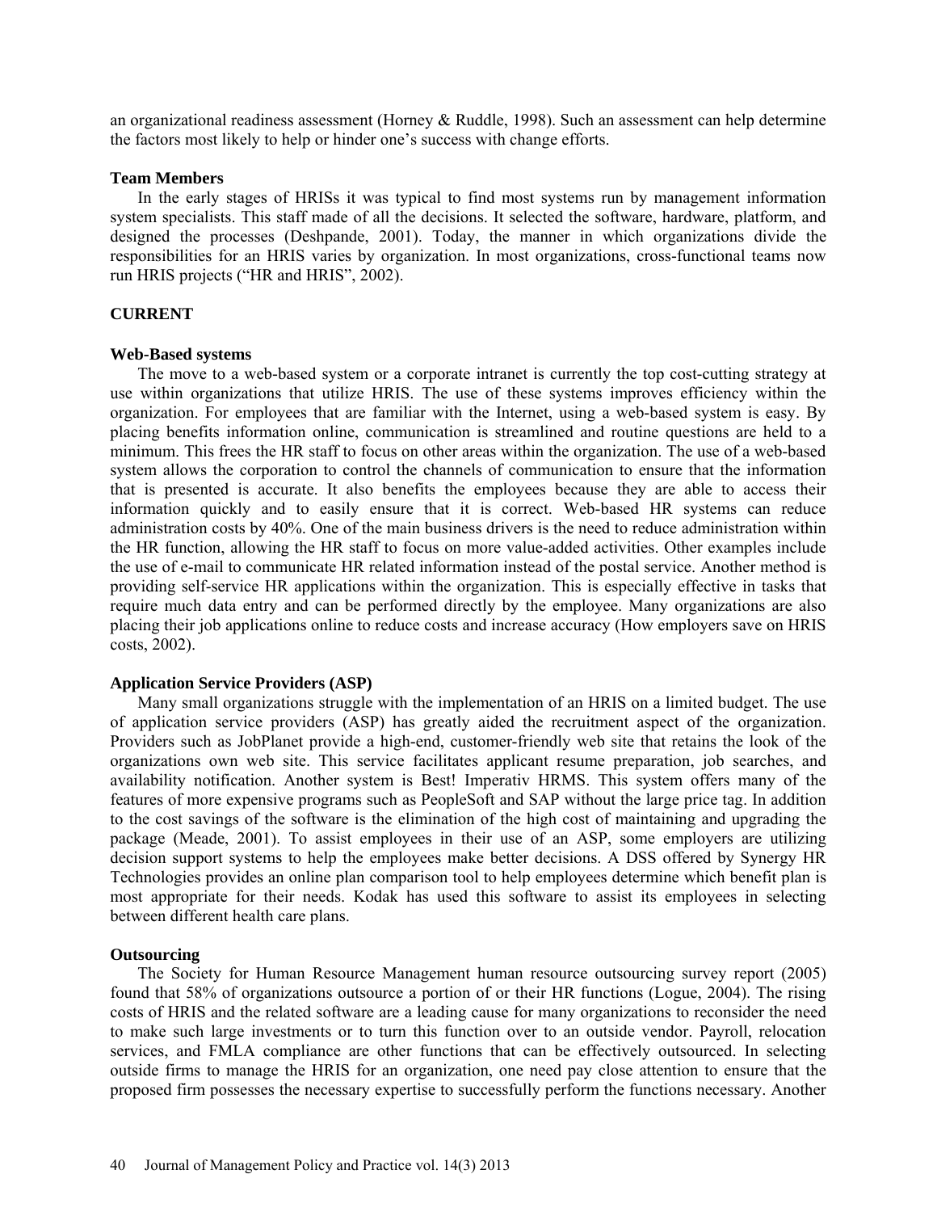an organizational readiness assessment (Horney & Ruddle, 1998). Such an assessment can help determine the factors most likely to help or hinder one's success with change efforts.

### Team Members

In the early stages of HRISs it was typical to find most systems run by management information system specialists. This staff made of all the decisions. It selected the software, hardware, platform, and designed the processes (Deshpande, 2001). Today, the manner in which organizations divide the responsibilities for an HRIS varies by organization. In most organizations, cross-functional teams now run HRIS projects ("HR and HRIS", 2002).

## CURRENT

### Web-Based systems

The move to a web-based system or a corporate intranet is currently the top cost-cutting strategy at use within organizations that utilize HRIS. The use of these systems improves efficiency within the organization. For employees that are familiar with the Internet, using a web-based system is easy. By placing benefits information online, communication is streamlined and routine questions are held to a minimum. This frees the HR staff to focus on other areas within the organization. The use of a web-based system allows the corporation to control the channels of communication to ensure that the information that is presented is accurate. It also benefits the employees because they are able to access their information quickly and to easily ensure that it is correct. Web-based HR systems can reduce administration costs by 40%. One of the main business drivers is the need to reduce administration within the HR function, allowing the HR staff to focus on more value-added activities. Other examples include the use of e-mail to communicate HR related information instead of the postal service. Another method is providing self-service HR applications within the organization. This is especially effective in tasks that require much data entry and can be performed directly by the employee. Many organizations are also placing their job applications online to reduce costs and increase accuracy (How employers save on HRIS costs, 2002).

### Application Service Providers (ASP)

Many small organizations struggle with the implementation of an HRIS on a limited budget. The use of application service providers (ASP) has greatly aided the recruitment aspect of the organization. Providers such as JobPlanet provide a high-end, customer-friendly web site that retains the look of the organizations own web site. This service facilitates applicant resume preparation, job searches, and availability notification. Another system is Best! Imperativ HRMS. This system offers many of the features of more expensive programs such as PeopleSoft and SAP without the large price tag. In addition to the cost savings of the software is the elimination of the high cost of maintaining and upgrading the package (Meade, 2001). To assist employees in their use of an ASP, some employers are utilizing decision support systems to help the employees make better decisions. A DSS offered by Synergy HR Technologies provides an online plan comparison tool to help employees determine which benefit plan is most appropriate for their needs. Kodak has used this software to assist its employees in selecting between different health care plans.

### Outsourcing

The Society for Human Resource Management human resource outsourcing survey report (2005) found that 58% of organizations outsource a portion of or their HR functions (Logue, 2004). The rising costs of HRIS and the related software are a leading cause for many organizations to reconsider the need to make such large investments or to turn this function over to an outside vendor. Payroll, relocation services, and FMLA compliance are other functions that can be effectively outsourced. In selecting outside firms to manage the HRIS for an organization, one need pay close attention to ensure that the proposed firm possesses the necessary expertise to successfully perform the functions necessary. Another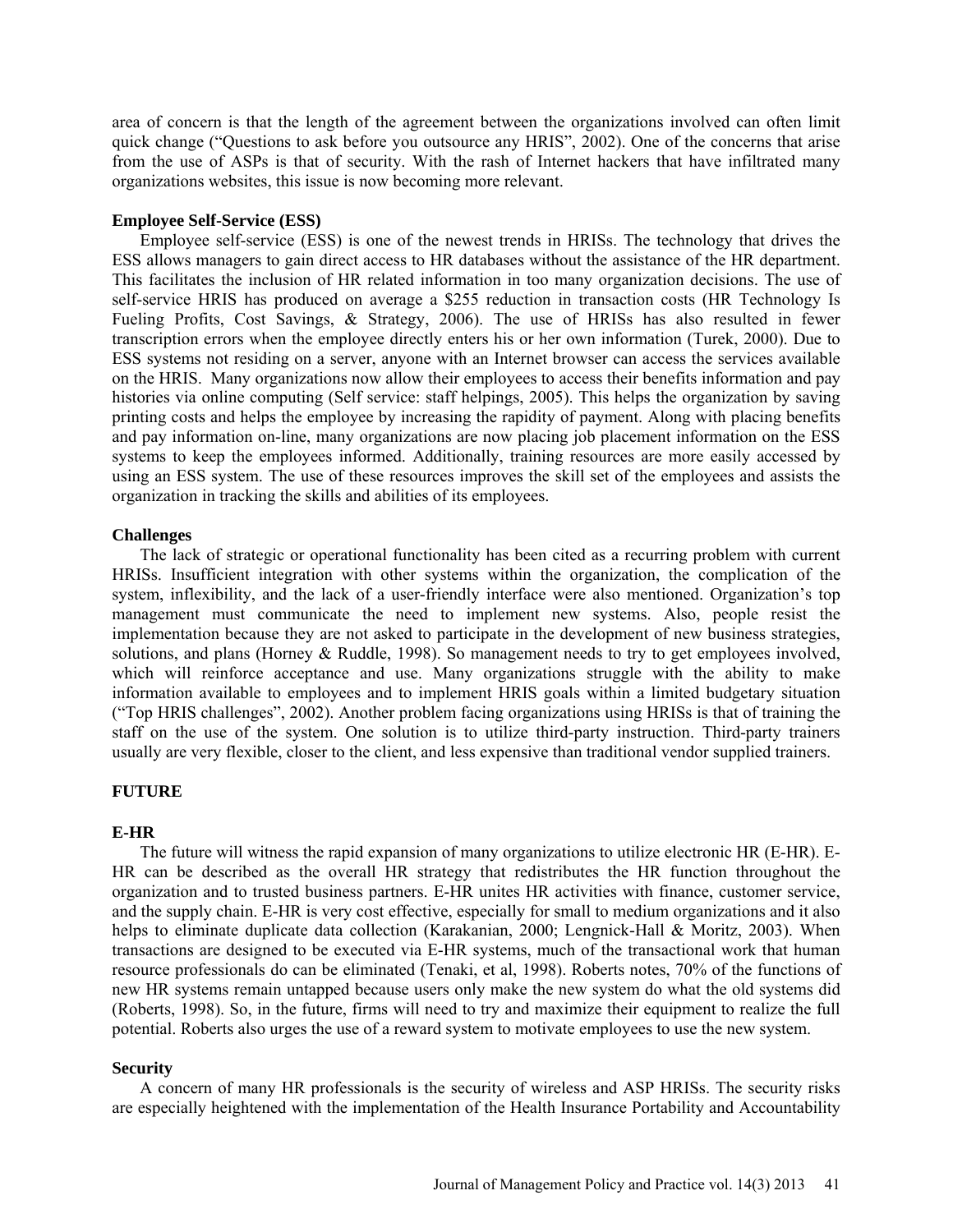area of concern is that the length of the agreement between the organizations involved can often limit quick change ("Questions to ask before you outsource any HRIS", 2002). One of the concerns that arise from the use of ASPs is that of security. With the rash of Internet hackers that have infiltrated many organizations websites, this issue is now becoming more relevant.

### Employee Self-Service (ESS)

Employee self-service (ESS) is one of the newest trends in HRISs. The technology that drives the ESS allows managers to gain direct access to HR databases without the assistance of the HR department. This facilitates the inclusion of HR related information in too many organization decisions. The use of self-service HRIS has produced on average a $255 reduction in transaction costs (HR Technology Is Fueling Profits, Cost Savings, & Strategy, 2006). The use of HRISs has also resulted in fewer transcription errors when the employee directly enters his or her own information (Turek, 2000). Due to ESS systems not residing on a server, anyone with an Internet browser can access the services available on the HRIS. Many organizations now allow their employees to access their benefits information and pay histories via online computing (Self service: staff helpings, 2005). This helps the organization by saving printing costs and helps the employee by increasing the rapidity of payment. Along with placing benefits and pay information on-line, many organizations are now placing job placement information on the ESS systems to keep the employees informed. Additionally, training resources are more easily accessed by using an ESS system. The use of these resources improves the skill set of the employees and assists the organization in tracking the skills and abilities of its employees.

### Challenges

The lack of strategic or operational functionality has been cited as a recurring problem with current HRISs. Insufficient integration with other systems within the organization, the complication of the system, inflexibility, and the lack of a user-friendly interface were also mentioned. Organization's top management must communicate the need to implement new systems. Also, people resist the implementation because they are not asked to participate in the development of new business strategies, solutions, and plans (Horney & Ruddle, 1998). So management needs to try to get employees involved, which will reinforce acceptance and use. Many organizations struggle with the ability to make information available to employees and to implement HRIS goals within a limited budgetary situation ("Top HRIS challenges", 2002). Another problem facing organizations using HRISs is that of training the staff on the use of the system. One solution is to utilize third-party instruction. Third-party trainers usually are very flexible, closer to the client, and less expensive than traditional vendor supplied trainers.

## FUTURE

### E-HR

The future will witness the rapid expansion of many organizations to utilize electronic HR (E-HR). E-HR can be described as the overall HR strategy that redistributes the HR function throughout the organization and to trusted business partners. E-HR unites HR activities with finance, customer service, and the supply chain. E-HR is very cost effective, especially for small to medium organizations and it also helps to eliminate duplicate data collection (Karakanian, 2000; Lengnick-Hall & Moritz, 2003). When transactions are designed to be executed via E-HR systems, much of the transactional work that human resource professionals do can be eliminated (Tenaki, et al, 1998). Roberts notes, 70% of the functions of new HR systems remain untapped because users only make the new system do what the old systems did (Roberts, 1998). So, in the future, firms will need to try and maximize their equipment to realize the full potential. Roberts also urges the use of a reward system to motivate employees to use the new system.

### Security

A concern of many HR professionals is the security of wireless and ASP HRISs. The security risks are especially heightened with the implementation of the Health Insurance Portability and Accountability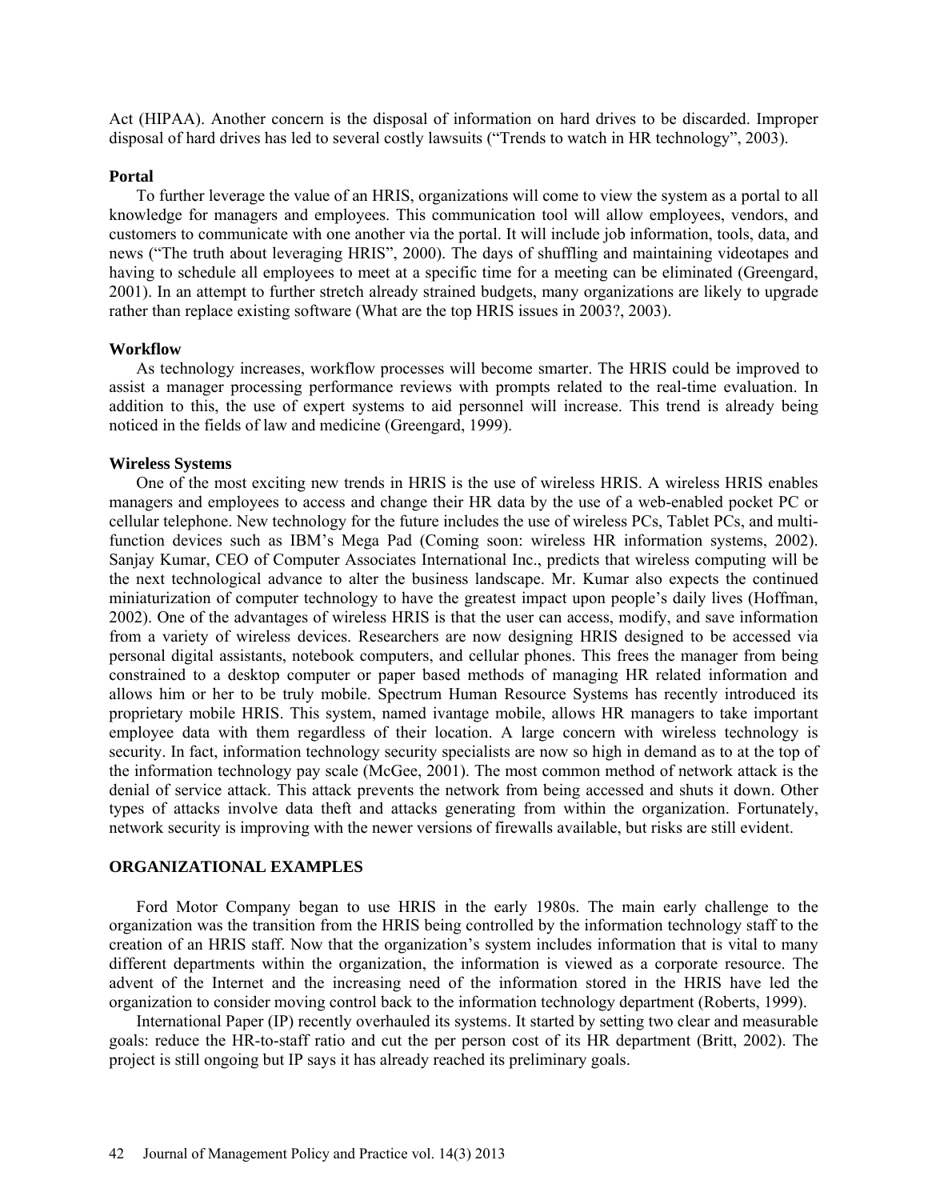Act (HIPAA). Another concern is the disposal of information on hard drives to be discarded. Improper disposal of hard drives has led to several costly lawsuits ("Trends to watch in HR technology", 2003).

### Portal

To further leverage the value of an HRIS, organizations will come to view the system as a portal to all knowledge for managers and employees. This communication tool will allow employees, vendors, and customers to communicate with one another via the portal. It will include job information, tools, data, and news ("The truth about leveraging HRIS", 2000). The days of shuffling and maintaining videotapes and having to schedule all employees to meet at a specific time for a meeting can be eliminated (Greengard, 2001). In an attempt to further stretch already strained budgets, many organizations are likely to upgrade rather than replace existing software (What are the top HRIS issues in 2003?, 2003).

### Workflow

As technology increases, workflow processes will become smarter. The HRIS could be improved to assist a manager processing performance reviews with prompts related to the real-time evaluation. In addition to this, the use of expert systems to aid personnel will increase. This trend is already being noticed in the fields of law and medicine (Greengard, 1999).

### Wireless Systems

One of the most exciting new trends in HRIS is the use of wireless HRIS. A wireless HRIS enables managers and employees to access and change their HR data by the use of a web-enabled pocket PC or cellular telephone. New technology for the future includes the use of wireless PCs, Tablet PCs, and multi-function devices such as IBM's Mega Pad (Coming soon: wireless HR information systems, 2002). Sanjay Kumar, CEO of Computer Associates International Inc., predicts that wireless computing will be the next technological advance to alter the business landscape. Mr. Kumar also expects the continued miniaturization of computer technology to have the greatest impact upon people's daily lives (Hoffman, 2002). One of the advantages of wireless HRIS is that the user can access, modify, and save information from a variety of wireless devices. Researchers are now designing HRIS designed to be accessed via personal digital assistants, notebook computers, and cellular phones. This frees the manager from being constrained to a desktop computer or paper based methods of managing HR related information and allows him or her to be truly mobile. Spectrum Human Resource Systems has recently introduced its proprietary mobile HRIS. This system, named ivantage mobile, allows HR managers to take important employee data with them regardless of their location. A large concern with wireless technology is security. In fact, information technology security specialists are now so high in demand as to at the top of the information technology pay scale (McGee, 2001). The most common method of network attack is the denial of service attack. This attack prevents the network from being accessed and shuts it down. Other types of attacks involve data theft and attacks generating from within the organization. Fortunately, network security is improving with the newer versions of firewalls available, but risks are still evident.

## ORGANIZATIONAL EXAMPLES

Ford Motor Company began to use HRIS in the early 1980s. The main early challenge to the organization was the transition from the HRIS being controlled by the information technology staff to the creation of an HRIS staff. Now that the organization's system includes information that is vital to many different departments within the organization, the information is viewed as a corporate resource. The advent of the Internet and the increasing need of the information stored in the HRIS have led the organization to consider moving control back to the information technology department (Roberts, 1999).

International Paper (IP) recently overhauled its systems. It started by setting two clear and measurable goals: reduce the HR-to-staff ratio and cut the per person cost of its HR department (Britt, 2002). The project is still ongoing but IP says it has already reached its preliminary goals.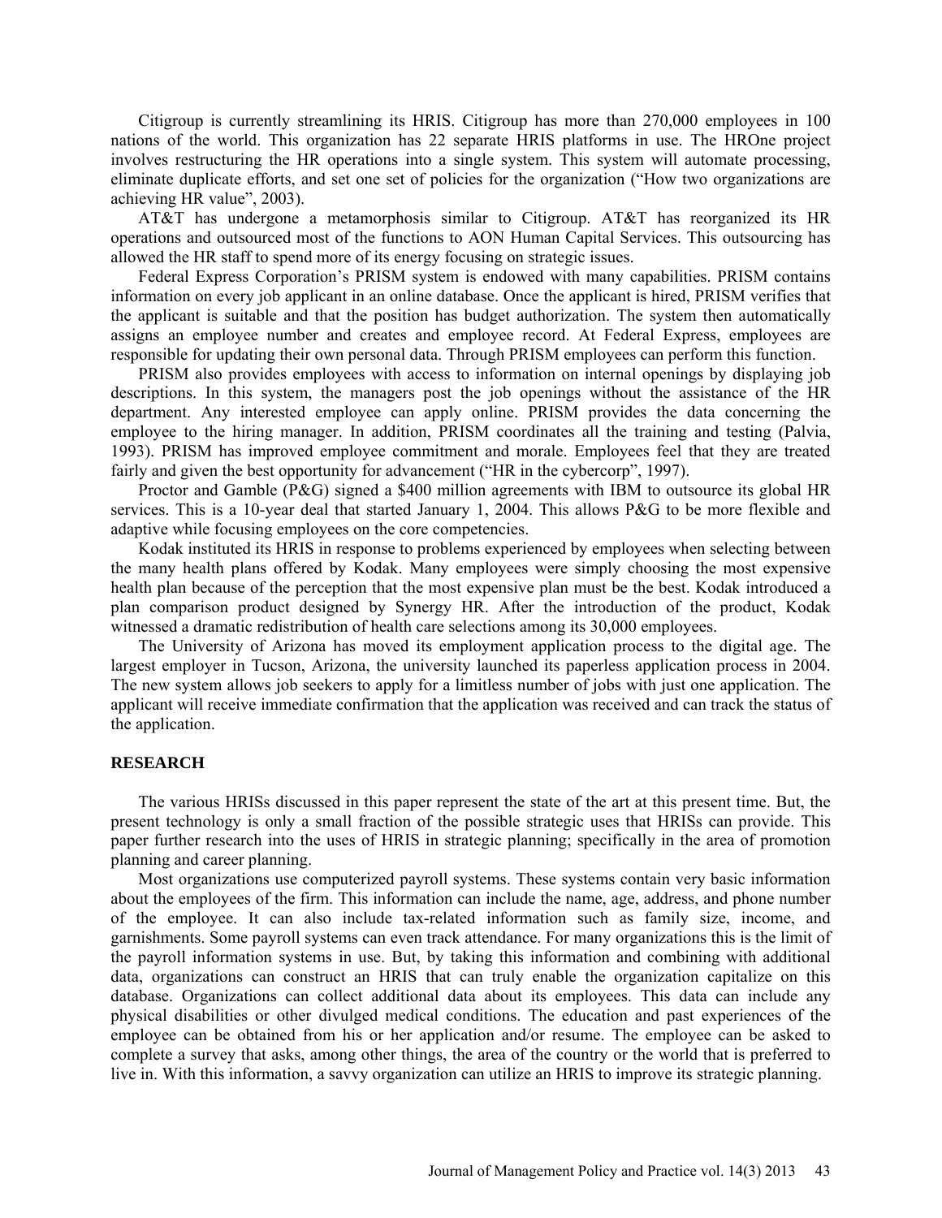Citigroup is currently streamlining its HRIS. Citigroup has more than 270,000 employees in 100 nations of the world. This organization has 22 separate HRIS platforms in use. The HROne project involves restructuring the HR operations into a single system. This system will automate processing, eliminate duplicate efforts, and set one set of policies for the organization ("How two organizations are achieving HR value", 2003).

AT&T has undergone a metamorphosis similar to Citigroup. AT&T has reorganized its HR operations and outsourced most of the functions to AON Human Capital Services. This outsourcing has allowed the HR staff to spend more of its energy focusing on strategic issues.

Federal Express Corporation's PRISM system is endowed with many capabilities. PRISM contains information on every job applicant in an online database. Once the applicant is hired, PRISM verifies that the applicant is suitable and that the position has budget authorization. The system then automatically assigns an employee number and creates and employee record. At Federal Express, employees are responsible for updating their own personal data. Through PRISM employees can perform this function.

PRISM also provides employees with access to information on internal openings by displaying job descriptions. In this system, the managers post the job openings without the assistance of the HR department. Any interested employee can apply online. PRISM provides the data concerning the employee to the hiring manager. In addition, PRISM coordinates all the training and testing (Palvia, 1993). PRISM has improved employee commitment and morale. Employees feel that they are treated fairly and given the best opportunity for advancement ("HR in the cybercorp", 1997).

Proctor and Gamble (P&G) signed a $400 million agreements with IBM to outsource its global HR services. This is a 10-year deal that started January 1, 2004. This allows P&G to be more flexible and adaptive while focusing employees on the core competencies.

Kodak instituted its HRIS in response to problems experienced by employees when selecting between the many health plans offered by Kodak. Many employees were simply choosing the most expensive health plan because of the perception that the most expensive plan must be the best. Kodak introduced a plan comparison product designed by Synergy HR. After the introduction of the product, Kodak witnessed a dramatic redistribution of health care selections among its 30,000 employees.

The University of Arizona has moved its employment application process to the digital age. The largest employer in Tucson, Arizona, the university launched its paperless application process in 2004. The new system allows job seekers to apply for a limitless number of jobs with just one application. The applicant will receive immediate confirmation that the application was received and can track the status of the application.

## RESEARCH

The various HRISs discussed in this paper represent the state of the art at this present time. But, the present technology is only a small fraction of the possible strategic uses that HRISs can provide. This paper further research into the uses of HRIS in strategic planning; specifically in the area of promotion planning and career planning.

Most organizations use computerized payroll systems. These systems contain very basic information about the employees of the firm. This information can include the name, age, address, and phone number of the employee. It can also include tax-related information such as family size, income, and garnishments. Some payroll systems can even track attendance. For many organizations this is the limit of the payroll information systems in use. But, by taking this information and combining with additional data, organizations can construct an HRIS that can truly enable the organization capitalize on this database. Organizations can collect additional data about its employees. This data can include any physical disabilities or other divulged medical conditions. The education and past experiences of the employee can be obtained from his or her application and/or resume. The employee can be asked to complete a survey that asks, among other things, the area of the country or the world that is preferred to live in. With this information, a savvy organization can utilize an HRIS to improve its strategic planning.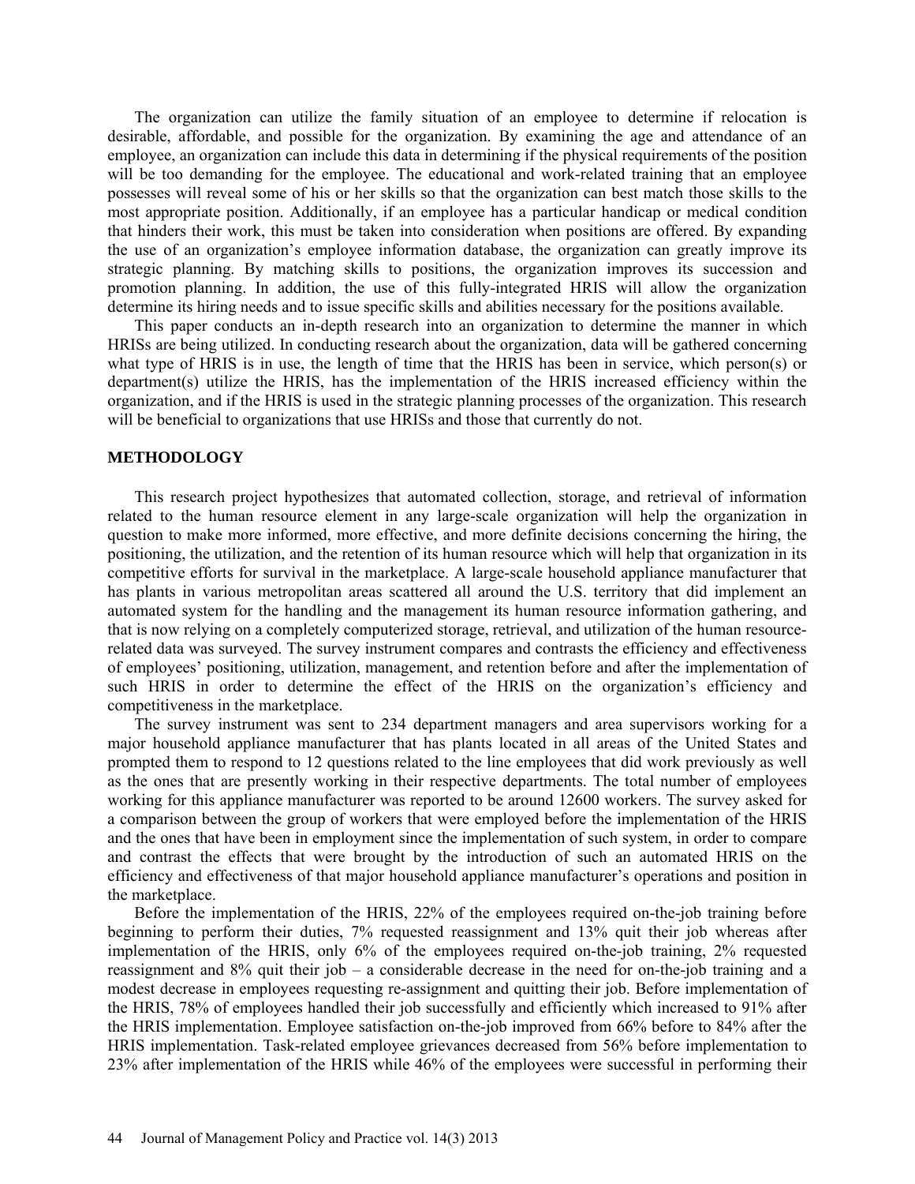The organization can utilize the family situation of an employee to determine if relocation is desirable, affordable, and possible for the organization. By examining the age and attendance of an employee, an organization can include this data in determining if the physical requirements of the position will be too demanding for the employee. The educational and work-related training that an employee possesses will reveal some of his or her skills so that the organization can best match those skills to the most appropriate position. Additionally, if an employee has a particular handicap or medical condition that hinders their work, this must be taken into consideration when positions are offered. By expanding the use of an organization's employee information database, the organization can greatly improve its strategic planning. By matching skills to positions, the organization improves its succession and promotion planning. In addition, the use of this fully-integrated HRIS will allow the organization determine its hiring needs and to issue specific skills and abilities necessary for the positions available.

This paper conducts an in-depth research into an organization to determine the manner in which HRISs are being utilized. In conducting research about the organization, data will be gathered concerning what type of HRIS is in use, the length of time that the HRIS has been in service, which person(s) or department(s) utilize the HRIS, has the implementation of the HRIS increased efficiency within the organization, and if the HRIS is used in the strategic planning processes of the organization. This research will be beneficial to organizations that use HRISs and those that currently do not.

## METHODOLOGY

This research project hypothesizes that automated collection, storage, and retrieval of information related to the human resource element in any large-scale organization will help the organization in question to make more informed, more effective, and more definite decisions concerning the hiring, the positioning, the utilization, and the retention of its human resource which will help that organization in its competitive efforts for survival in the marketplace. A large-scale household appliance manufacturer that has plants in various metropolitan areas scattered all around the U.S. territory that did implement an automated system for the handling and the management its human resource information gathering, and that is now relying on a completely computerized storage, retrieval, and utilization of the human resource-related data was surveyed. The survey instrument compares and contrasts the efficiency and effectiveness of employees' positioning, utilization, management, and retention before and after the implementation of such HRIS in order to determine the effect of the HRIS on the organization's efficiency and competitiveness in the marketplace.

The survey instrument was sent to 234 department managers and area supervisors working for a major household appliance manufacturer that has plants located in all areas of the United States and prompted them to respond to 12 questions related to the line employees that did work previously as well as the ones that are presently working in their respective departments. The total number of employees working for this appliance manufacturer was reported to be around 12600 workers. The survey asked for a comparison between the group of workers that were employed before the implementation of the HRIS and the ones that have been in employment since the implementation of such system, in order to compare and contrast the effects that were brought by the introduction of such an automated HRIS on the efficiency and effectiveness of that major household appliance manufacturer's operations and position in the marketplace.

Before the implementation of the HRIS, 22% of the employees required on-the-job training before beginning to perform their duties, 7% requested reassignment and 13% quit their job whereas after implementation of the HRIS, only 6% of the employees required on-the-job training, 2% requested reassignment and 8% quit their job – a considerable decrease in the need for on-the-job training and a modest decrease in employees requesting re-assignment and quitting their job. Before implementation of the HRIS, 78% of employees handled their job successfully and efficiently which increased to 91% after the HRIS implementation. Employee satisfaction on-the-job improved from 66% before to 84% after the HRIS implementation. Task-related employee grievances decreased from 56% before implementation to 23% after implementation of the HRIS while 46% of the employees were successful in performing their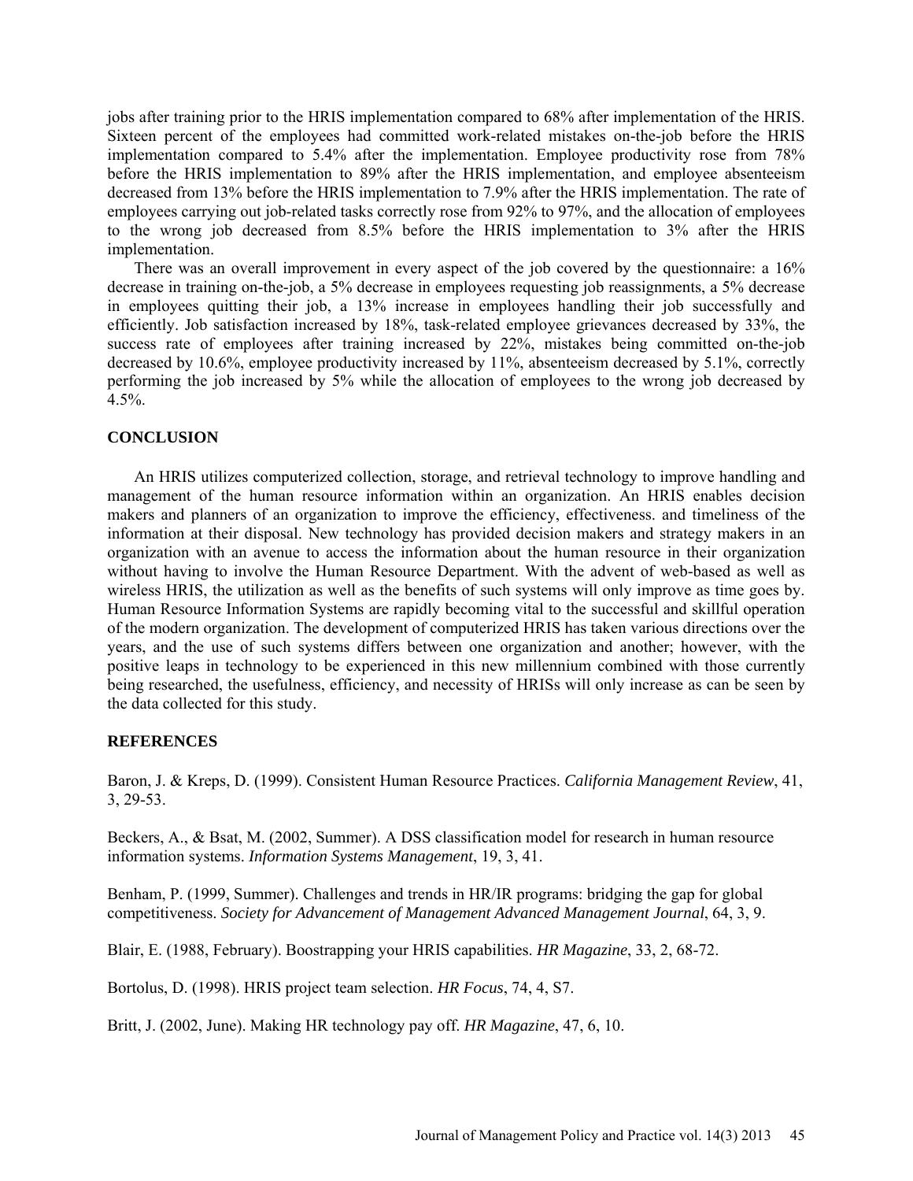jobs after training prior to the HRIS implementation compared to 68% after implementation of the HRIS. Sixteen percent of the employees had committed work-related mistakes on-the-job before the HRIS implementation compared to 5.4% after the implementation. Employee productivity rose from 78% before the HRIS implementation to 89% after the HRIS implementation, and employee absenteeism decreased from 13% before the HRIS implementation to 7.9% after the HRIS implementation. The rate of employees carrying out job-related tasks correctly rose from 92% to 97%, and the allocation of employees to the wrong job decreased from 8.5% before the HRIS implementation to 3% after the HRIS implementation.

There was an overall improvement in every aspect of the job covered by the questionnaire: a 16% decrease in training on-the-job, a 5% decrease in employees requesting job reassignments, a 5% decrease in employees quitting their job, a 13% increase in employees handling their job successfully and efficiently. Job satisfaction increased by 18%, task-related employee grievances decreased by 33%, the success rate of employees after training increased by 22%, mistakes being committed on-the-job decreased by 10.6%, employee productivity increased by 11%, absenteeism decreased by 5.1%, correctly performing the job increased by 5% while the allocation of employees to the wrong job decreased by 4.5%.

## CONCLUSION

An HRIS utilizes computerized collection, storage, and retrieval technology to improve handling and management of the human resource information within an organization. An HRIS enables decision makers and planners of an organization to improve the efficiency, effectiveness. and timeliness of the information at their disposal. New technology has provided decision makers and strategy makers in an organization with an avenue to access the information about the human resource in their organization without having to involve the Human Resource Department. With the advent of web-based as well as wireless HRIS, the utilization as well as the benefits of such systems will only improve as time goes by. Human Resource Information Systems are rapidly becoming vital to the successful and skillful operation of the modern organization. The development of computerized HRIS has taken various directions over the years, and the use of such systems differs between one organization and another; however, with the positive leaps in technology to be experienced in this new millennium combined with those currently being researched, the usefulness, efficiency, and necessity of HRISs will only increase as can be seen by the data collected for this study.

## REFERENCES

Baron, J. & Kreps, D. (1999). Consistent Human Resource Practices. *California Management Review*, 41, 3, 29-53.

Beckers, A., & Bsat, M. (2002, Summer). A DSS classification model for research in human resource information systems. *Information Systems Management*, 19, 3, 41.

Benham, P. (1999, Summer). Challenges and trends in HR/IR programs: bridging the gap for global competitiveness. *Society for Advancement of Management Advanced Management Journal*, 64, 3, 9.

Blair, E. (1988, February). Boostrapping your HRIS capabilities. *HR Magazine*, 33, 2, 68-72.

Bortolus, D. (1998). HRIS project team selection. *HR Focus*, 74, 4, S7.

Britt, J. (2002, June). Making HR technology pay off. *HR Magazine*, 47, 6, 10.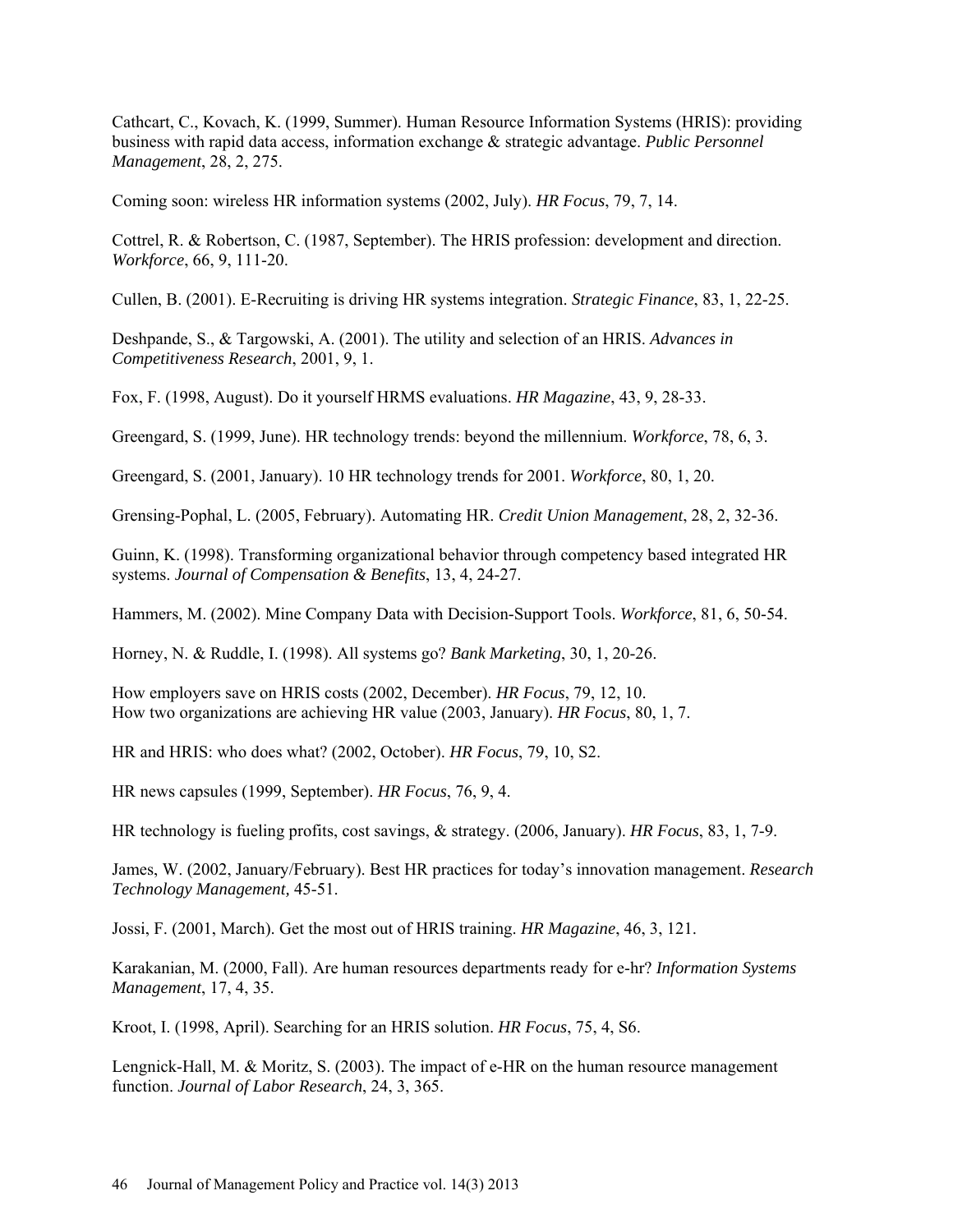Cathcart, C., Kovach, K. (1999, Summer). Human Resource Information Systems (HRIS): providing business with rapid data access, information exchange & strategic advantage. *Public Personnel Management*, 28, 2, 275.

Coming soon: wireless HR information systems (2002, July). *HR Focus*, 79, 7, 14.

Cottrel, R. & Robertson, C. (1987, September). The HRIS profession: development and direction. *Workforce*, 66, 9, 111-20.

Cullen, B. (2001). E-Recruiting is driving HR systems integration. *Strategic Finance*, 83, 1, 22-25.

Deshpande, S., & Targowski, A. (2001). The utility and selection of an HRIS. *Advances in Competitiveness Research*, 2001, 9, 1.

Fox, F. (1998, August). Do it yourself HRMS evaluations. *HR Magazine*, 43, 9, 28-33.

Greengard, S. (1999, June). HR technology trends: beyond the millennium. *Workforce*, 78, 6, 3.

Greengard, S. (2001, January). 10 HR technology trends for 2001. *Workforce*, 80, 1, 20.

Grensing-Pophal, L. (2005, February). Automating HR. *Credit Union Management*, 28, 2, 32-36.

Guinn, K. (1998). Transforming organizational behavior through competency based integrated HR systems. *Journal of Compensation & Benefits*, 13, 4, 24-27.

Hammers, M. (2002). Mine Company Data with Decision-Support Tools. *Workforce*, 81, 6, 50-54.

Horney, N. & Ruddle, I. (1998). All systems go? *Bank Marketing*, 30, 1, 20-26.

How employers save on HRIS costs (2002, December). *HR Focus*, 79, 12, 10.
How two organizations are achieving HR value (2003, January). *HR Focus*, 80, 1, 7.

HR and HRIS: who does what? (2002, October). *HR Focus*, 79, 10, S2.

HR news capsules (1999, September). *HR Focus*, 76, 9, 4.

HR technology is fueling profits, cost savings, & strategy. (2006, January). *HR Focus*, 83, 1, 7-9.

James, W. (2002, January/February). Best HR practices for today's innovation management. *Research Technology Management,* 45-51.

Jossi, F. (2001, March). Get the most out of HRIS training. *HR Magazine*, 46, 3, 121.

Karakanian, M. (2000, Fall). Are human resources departments ready for e-hr? *Information Systems Management*, 17, 4, 35.

Kroot, I. (1998, April). Searching for an HRIS solution. *HR Focus*, 75, 4, S6.

Lengnick-Hall, M. & Moritz, S. (2003). The impact of e-HR on the human resource management function. *Journal of Labor Research*, 24, 3, 365.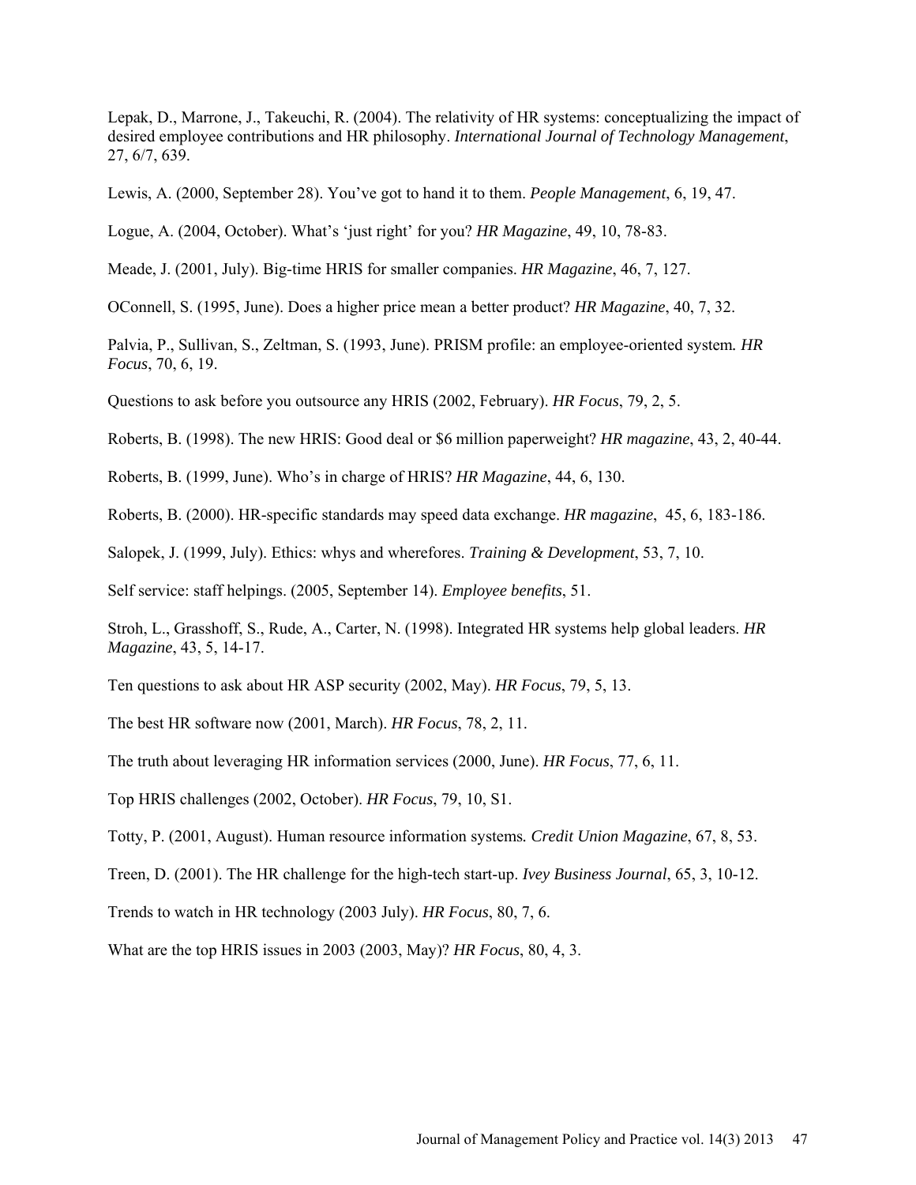Lepak, D., Marrone, J., Takeuchi, R. (2004). The relativity of HR systems: conceptualizing the impact of desired employee contributions and HR philosophy. *International Journal of Technology Management*, 27, 6/7, 639.

Lewis, A. (2000, September 28). You've got to hand it to them. *People Management*, 6, 19, 47.

Logue, A. (2004, October). What's 'just right' for you? *HR Magazine*, 49, 10, 78-83.

Meade, J. (2001, July). Big-time HRIS for smaller companies. *HR Magazine*, 46, 7, 127.

OConnell, S. (1995, June). Does a higher price mean a better product? *HR Magazine*, 40, 7, 32.

Palvia, P., Sullivan, S., Zeltman, S. (1993, June). PRISM profile: an employee-oriented system. *HR Focus*, 70, 6, 19.

Questions to ask before you outsource any HRIS (2002, February). *HR Focus*, 79, 2, 5.

Roberts, B. (1998). The new HRIS: Good deal or $6 million paperweight? *HR magazine*, 43, 2, 40-44.

Roberts, B. (1999, June). Who's in charge of HRIS? *HR Magazine*, 44, 6, 130.

Roberts, B. (2000). HR-specific standards may speed data exchange. *HR magazine*, 45, 6, 183-186.

Salopek, J. (1999, July). Ethics: whys and wherefores. *Training & Development*, 53, 7, 10.

Self service: staff helpings. (2005, September 14). *Employee benefits*, 51.

Stroh, L., Grasshoff, S., Rude, A., Carter, N. (1998). Integrated HR systems help global leaders. *HR Magazine*, 43, 5, 14-17.

Ten questions to ask about HR ASP security (2002, May). *HR Focus*, 79, 5, 13.

The best HR software now (2001, March). *HR Focus*, 78, 2, 11.

The truth about leveraging HR information services (2000, June). *HR Focus*, 77, 6, 11.

Top HRIS challenges (2002, October). *HR Focus*, 79, 10, S1.

Totty, P. (2001, August). Human resource information systems. *Credit Union Magazine*, 67, 8, 53.

Treen, D. (2001). The HR challenge for the high-tech start-up. *Ivey Business Journal*, 65, 3, 10-12.

Trends to watch in HR technology (2003 July). *HR Focus*, 80, 7, 6.

What are the top HRIS issues in 2003 (2003, May)? *HR Focus*, 80, 4, 3.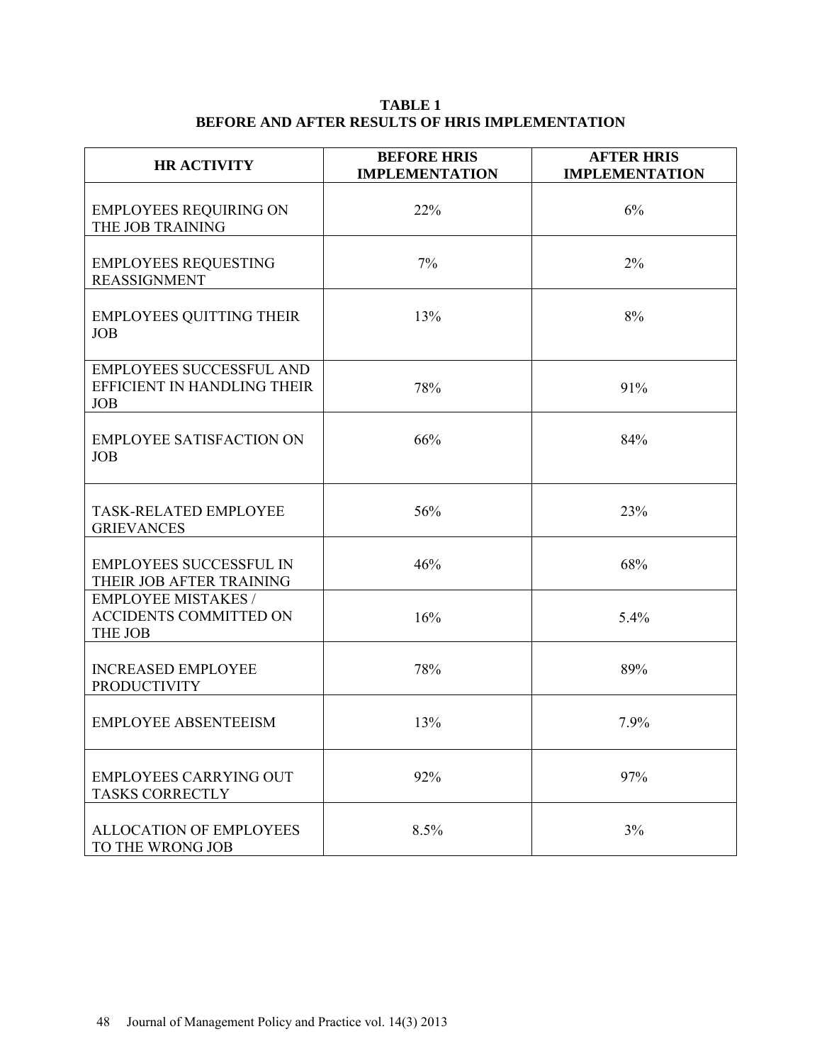**TABLE 1**
**BEFORE AND AFTER RESULTS OF HRIS IMPLEMENTATION**

| HR ACTIVITY | BEFORE HRIS IMPLEMENTATION | AFTER HRIS IMPLEMENTATION |
|---|---|---|
| EMPLOYEES REQUIRING ON THE JOB TRAINING | 22% | 6% |
| EMPLOYEES REQUESTING REASSIGNMENT | 7% | 2% |
| EMPLOYEES QUITTING THEIR JOB | 13% | 8% |
| EMPLOYEES SUCCESSFUL AND EFFICIENT IN HANDLING THEIR JOB | 78% | 91% |
| EMPLOYEE SATISFACTION ON JOB | 66% | 84% |
| TASK-RELATED EMPLOYEE GRIEVANCES | 56% | 23% |
| EMPLOYEES SUCCESSFUL IN THEIR JOB AFTER TRAINING | 46% | 68% |
| EMPLOYEE MISTAKES / ACCIDENTS COMMITTED ON THE JOB | 16% | 5.4% |
| INCREASED EMPLOYEE PRODUCTIVITY | 78% | 89% |
| EMPLOYEE ABSENTEEISM | 13% | 7.9% |
| EMPLOYEES CARRYING OUT TASKS CORRECTLY | 92% | 97% |
| ALLOCATION OF EMPLOYEES TO THE WRONG JOB | 8.5% | 3% |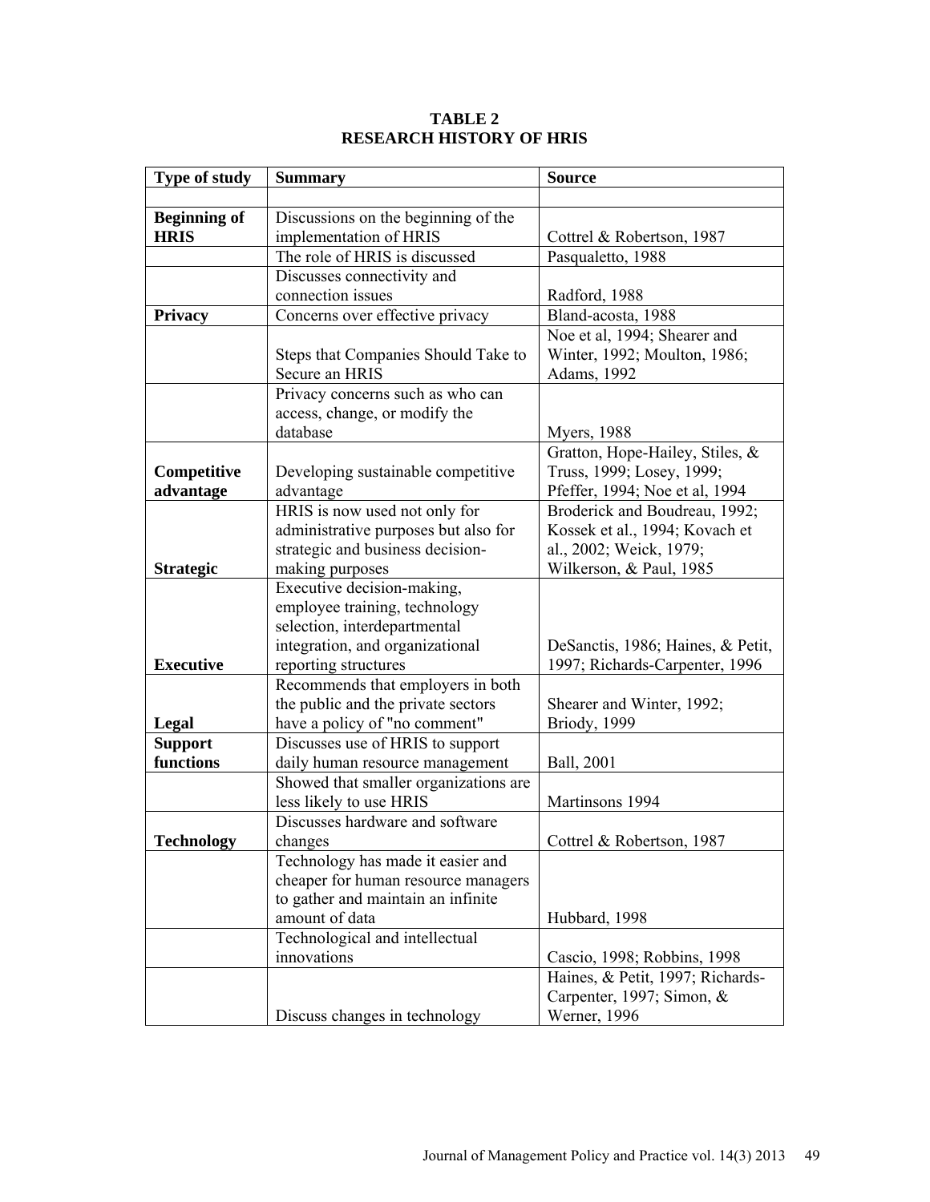**TABLE 2**
**RESEARCH HISTORY OF HRIS**

| Type of study | Summary | Source |
|---|---|---|
| | | |
| **Beginning of HRIS** | Discussions on the beginning of the implementation of HRIS | Cottrel & Robertson, 1987 |
| | The role of HRIS is discussed | Pasqualetto, 1988 |
| | Discusses connectivity and connection issues | Radford, 1988 |
| **Privacy** | Concerns over effective privacy | Bland-acosta, 1988 |
| | Steps that Companies Should Take to Secure an HRIS | Noe et al, 1994; Shearer and Winter, 1992; Moulton, 1986; Adams, 1992 |
| | Privacy concerns such as who can access, change, or modify the database | Myers, 1988 |
| **Competitive advantage** | Developing sustainable competitive advantage | Gratton, Hope-Hailey, Stiles, & Truss, 1999; Losey, 1999; Pfeffer, 1994; Noe et al, 1994 |
| **Strategic** | HRIS is now used not only for administrative purposes but also for strategic and business decision-making purposes | Broderick and Boudreau, 1992; Kossek et al., 1994; Kovach et al., 2002; Weick, 1979; Wilkerson, & Paul, 1985 |
| **Executive** | Executive decision-making, employee training, technology selection, interdepartmental integration, and organizational reporting structures | DeSanctis, 1986; Haines, & Petit, 1997; Richards-Carpenter, 1996 |
| **Legal** | Recommends that employers in both the public and the private sectors have a policy of "no comment" | Shearer and Winter, 1992; Briody, 1999 |
| **Support functions** | Discusses use of HRIS to support daily human resource management | Ball, 2001 |
| | Showed that smaller organizations are less likely to use HRIS | Martinsons 1994 |
| **Technology** | Discusses hardware and software changes | Cottrel & Robertson, 1987 |
| | Technology has made it easier and cheaper for human resource managers to gather and maintain an infinite amount of data | Hubbard, 1998 |
| | Technological and intellectual innovations | Cascio, 1998; Robbins, 1998 |
| | Discuss changes in technology | Haines, & Petit, 1997; Richards-Carpenter, 1997; Simon, & Werner, 1996 |